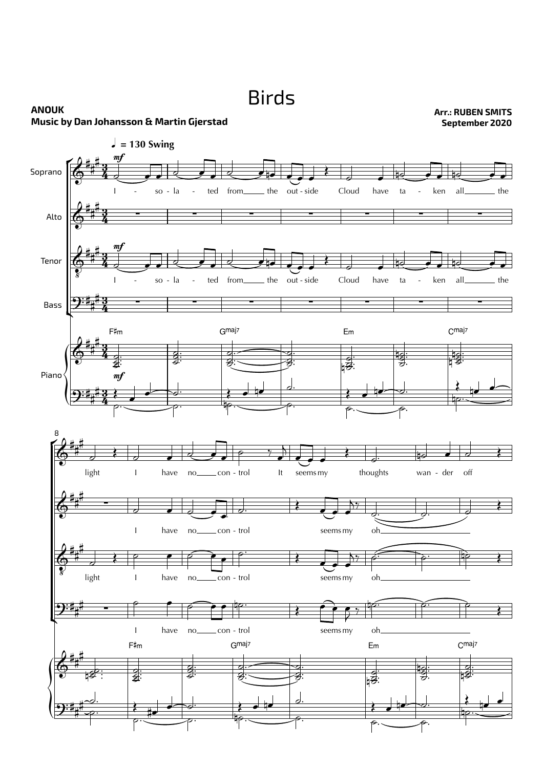# Birds

**ANOUK**
**Music by Dan Johansson & Martin Gjerstad**

**Arr.: RUBEN SMITS**
**September 2020**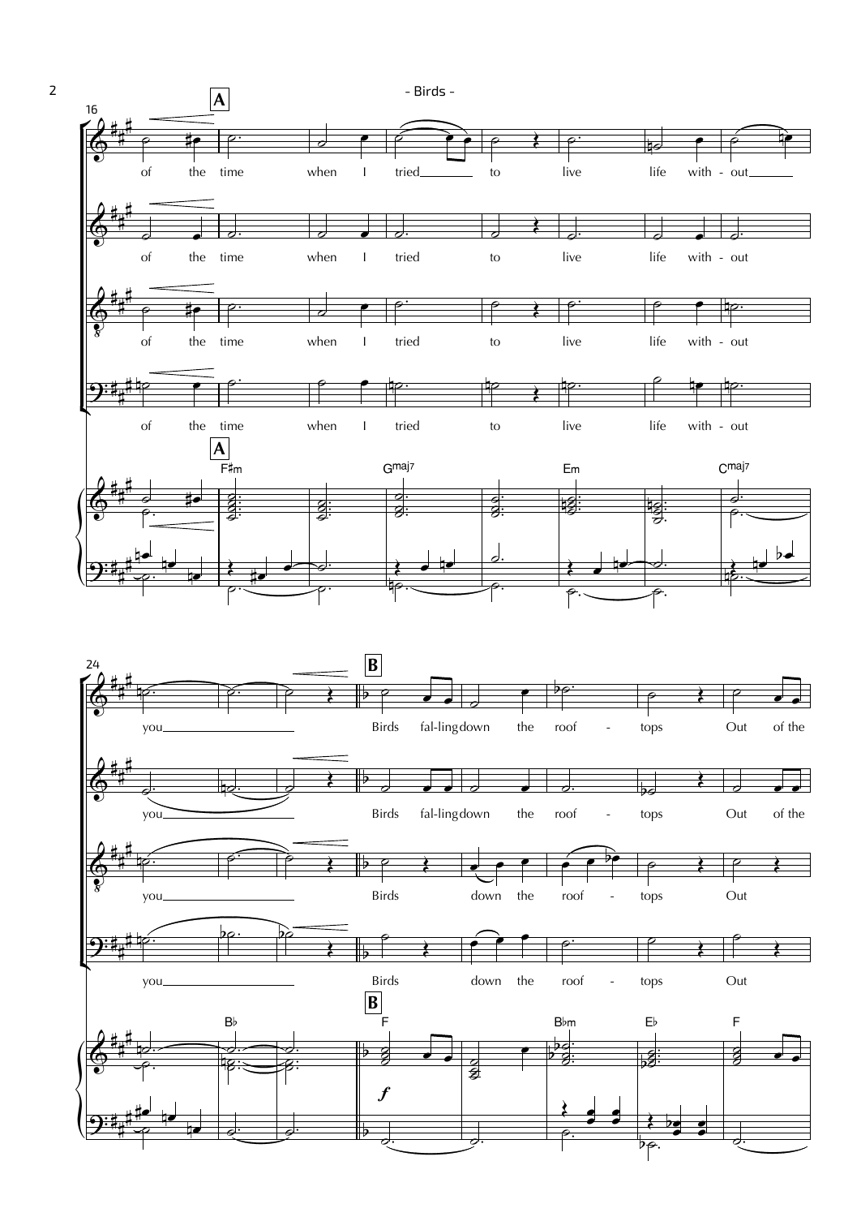- Birds -

16

**A**

of the time when I tried to live life with - out you

Birds fal-ling down the roof - tops Out of the

**B**

F♯m Gmaj7 Em Cmaj7 B♭

F B♭m E♭ F

*f*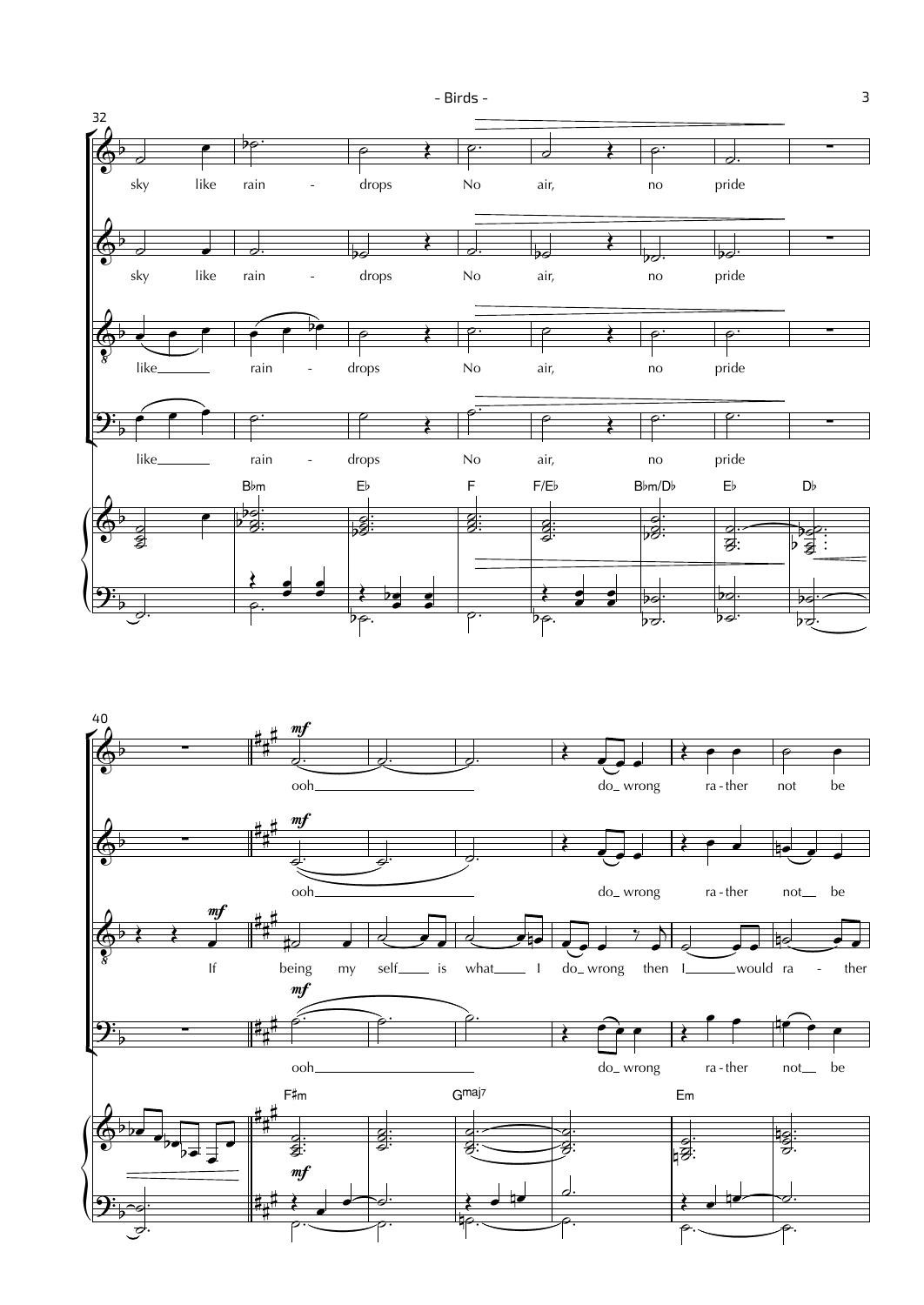sky like rain - drops No air, no pride

sky like rain - drops No air, no pride

like rain - drops No air, no pride

like rain - drops No air, no pride

B♭m E♭ F F/E♭ B♭m/D♭ E♭ D♭

*mf*

ooh do wrong ra - ther not be

ooh do wrong ra - ther not be

If being my self is what I do wrong then I would ra - ther

ooh do wrong ra - ther not be

F♯m Gmaj7 Em